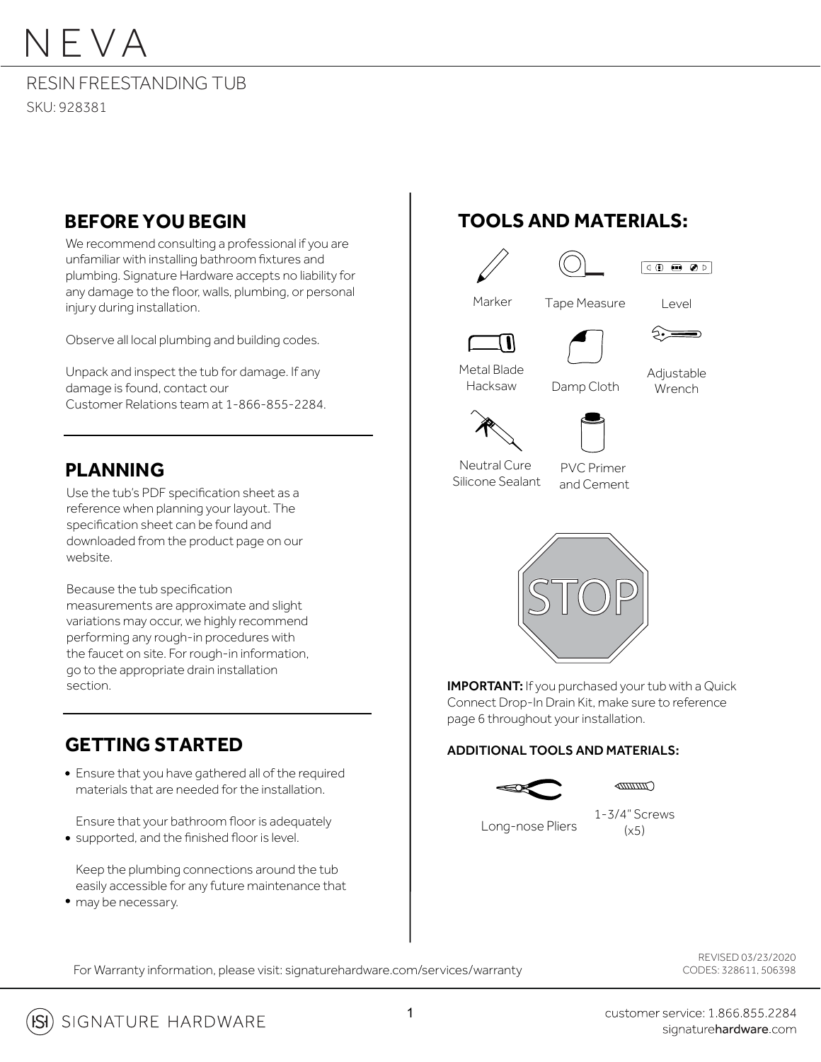# NEVA

RESIN FREESTANDING TUB

SKU: 928381

## BEFORE YOU BEGIN

We recommend consulting a professional if you are unfamiliar with installing bathroom fixtures and plumbing. Signature Hardware accepts no liability for any damage to the floor, walls, plumbing, or personal injury during installation.

Observe all local plumbing and building codes.

Unpack and inspect the tub for damage. If any damage is found, contact our Customer Relations team at 1-866-855-2284.

## PLANNING

Use the tub's PDF specification sheet as a reference when planning your layout. The specification sheet can be found and downloaded from the product page on our website.

Because the tub specification measurements are approximate and slight variations may occur, we highly recommend performing any rough-in procedures with the faucet on site. For rough-in information, go to the appropriate drain installation section.

## GETTING STARTED

- Ensure that you have gathered all of the required materials that are needed for the installation.
- Ensure that your bathroom floor is adequately supported, and the finished floor is level.
- Keep the plumbing connections around the tub easily accessible for any future maintenance that may be necessary.

## TOOLS AND MATERIALS:

- Marker
- Tape Measure
- Level
- Metal Blade Hacksaw
- Damp Cloth
- Adjustable Wrench
- Neutral Cure Silicone Sealant
- PVC Primer and Cement

STOP

**IMPORTANT:** If you purchased your tub with a Quick Connect Drop-In Drain Kit, make sure to reference page 6 throughout your installation.

**ADDITIONAL TOOLS AND MATERIALS:**

- Long-nose Pliers
- 1-3/4" Screws (x5)

For Warranty information, please visit: signaturehardware.com/services/warranty

REVISED 03/23/2020
CODES: 328611, 506398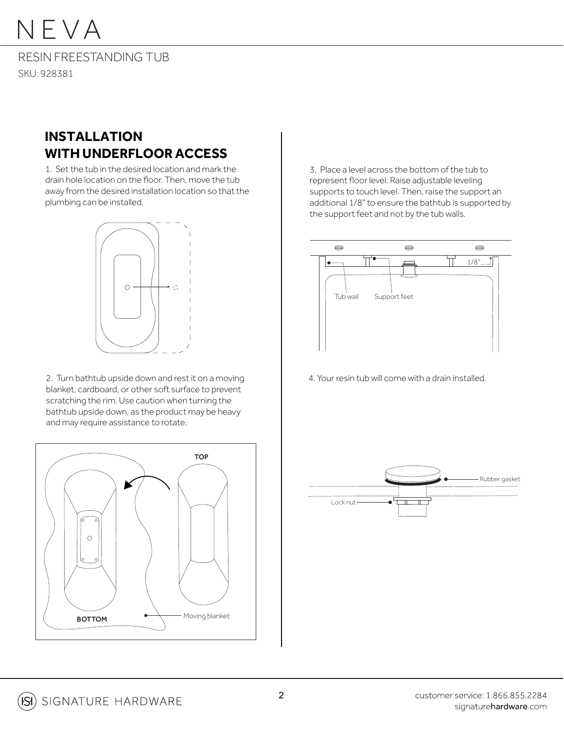# NEVA

RESIN FREESTANDING TUB

SKU: 928381

## INSTALLATION WITH UNDERFLOOR ACCESS

1. Set the tub in the desired location and mark the drain hole location on the floor. Then, move the tub away from the desired installation location so that the plumbing can be installed.

2. Turn bathtub upside down and rest it on a moving blanket, cardboard, or other soft surface to prevent scratching the rim. Use caution when turning the bathtub upside down, as the product may be heavy and may require assistance to rotate.

TOP

BOTTOM

Moving blanket

3. Place a level across the bottom of the tub to represent floor level. Raise adjustable leveling supports to touch level. Then, raise the support an additional 1/8" to ensure the bathtub is supported by the support feet and not by the tub walls.

1/8"

Tub wall

Support feet

4. Your resin tub will come with a drain installed.

Rubber gasket

Lock nut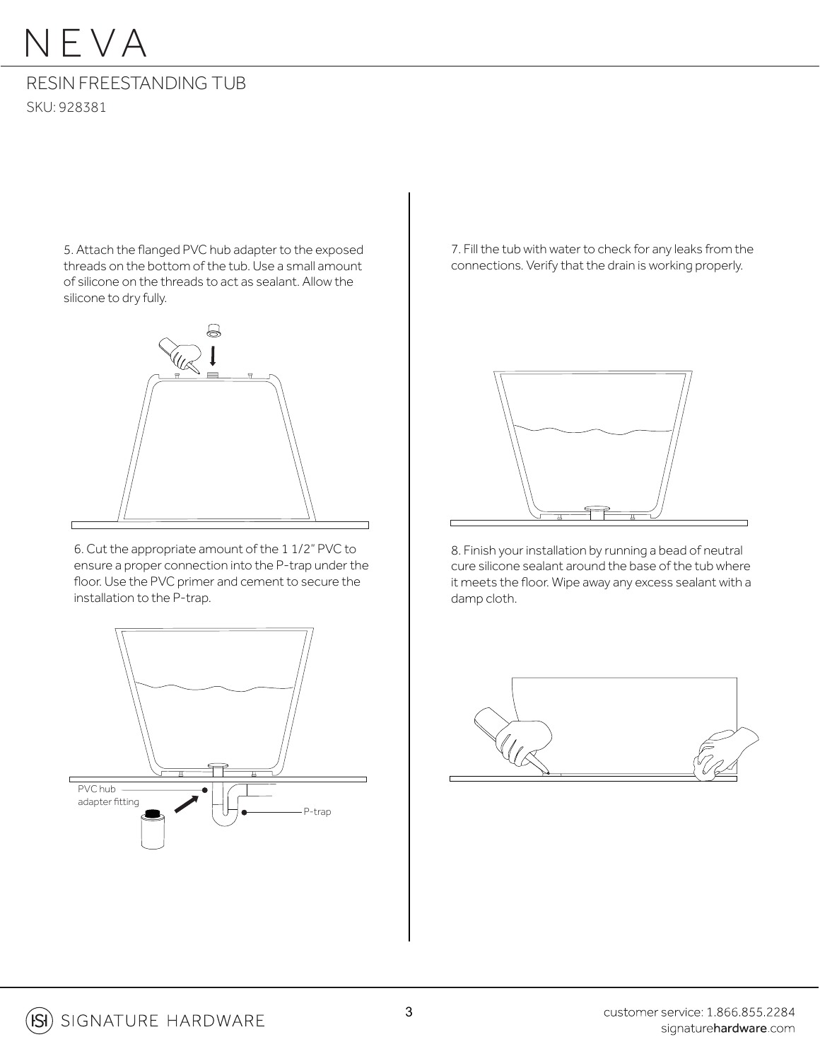# NEVA

## RESIN FREESTANDING TUB

SKU: 928381

5. Attach the flanged PVC hub adapter to the exposed threads on the bottom of the tub. Use a small amount of silicone on the threads to act as sealant. Allow the silicone to dry fully.

6. Cut the appropriate amount of the 1 1/2" PVC to ensure a proper connection into the P-trap under the floor. Use the PVC primer and cement to secure the installation to the P-trap.

PVC hub adapter fitting

P-trap

7. Fill the tub with water to check for any leaks from the connections. Verify that the drain is working properly.

8. Finish your installation by running a bead of neutral cure silicone sealant around the base of the tub where it meets the floor. Wipe away any excess sealant with a damp cloth.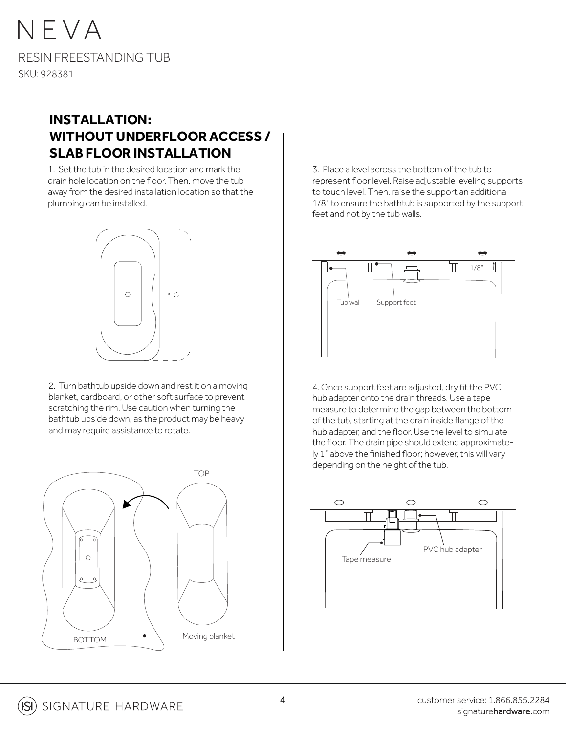# NEVA

RESIN FREESTANDING TUB

SKU: 928381

## INSTALLATION: WITHOUT UNDERFLOOR ACCESS / SLAB FLOOR INSTALLATION

1. Set the tub in the desired location and mark the drain hole location on the floor. Then, move the tub away from the desired installation location so that the plumbing can be installed.

2. Turn bathtub upside down and rest it on a moving blanket, cardboard, or other soft surface to prevent scratching the rim. Use caution when turning the bathtub upside down, as the product may be heavy and may require assistance to rotate.

TOP

BOTTOM

Moving blanket

3. Place a level across the bottom of the tub to represent floor level. Raise adjustable leveling supports to touch level. Then, raise the support an additional 1/8" to ensure the bathtub is supported by the support feet and not by the tub walls.

1/8"

Tub wall

Support feet

4. Once support feet are adjusted, dry fit the PVC hub adapter onto the drain threads. Use a tape measure to determine the gap between the bottom of the tub, starting at the drain inside flange of the hub adapter, and the floor. Use the level to simulate the floor. The drain pipe should extend approximately 1" above the finished floor; however, this will vary depending on the height of the tub.

Tape measure

PVC hub adapter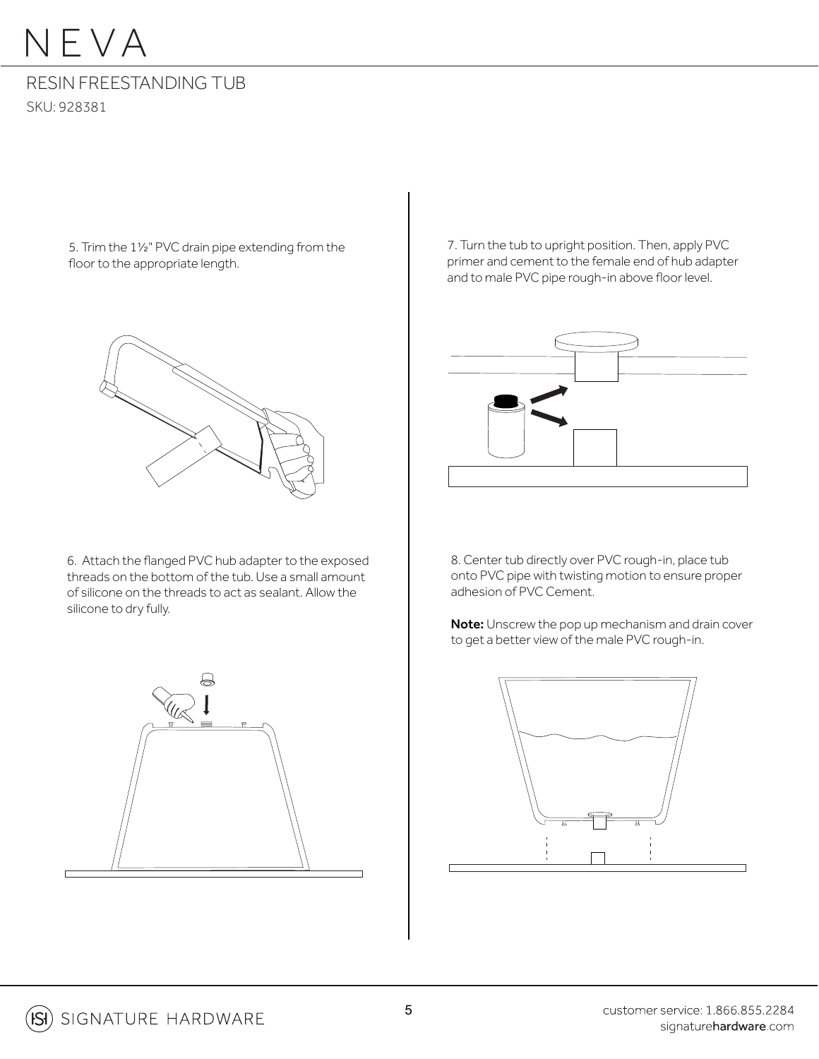# NEVA

RESIN FREESTANDING TUB

SKU: 928381

5. Trim the 1½" PVC drain pipe extending from the floor to the appropriate length.

6. Attach the flanged PVC hub adapter to the exposed threads on the bottom of the tub. Use a small amount of silicone on the threads to act as sealant. Allow the silicone to dry fully.

7. Turn the tub to upright position. Then, apply PVC primer and cement to the female end of hub adapter and to male PVC pipe rough-in above floor level.

8. Center tub directly over PVC rough-in, place tub onto PVC pipe with twisting motion to ensure proper adhesion of PVC Cement.

**Note:** Unscrew the pop up mechanism and drain cover to get a better view of the male PVC rough-in.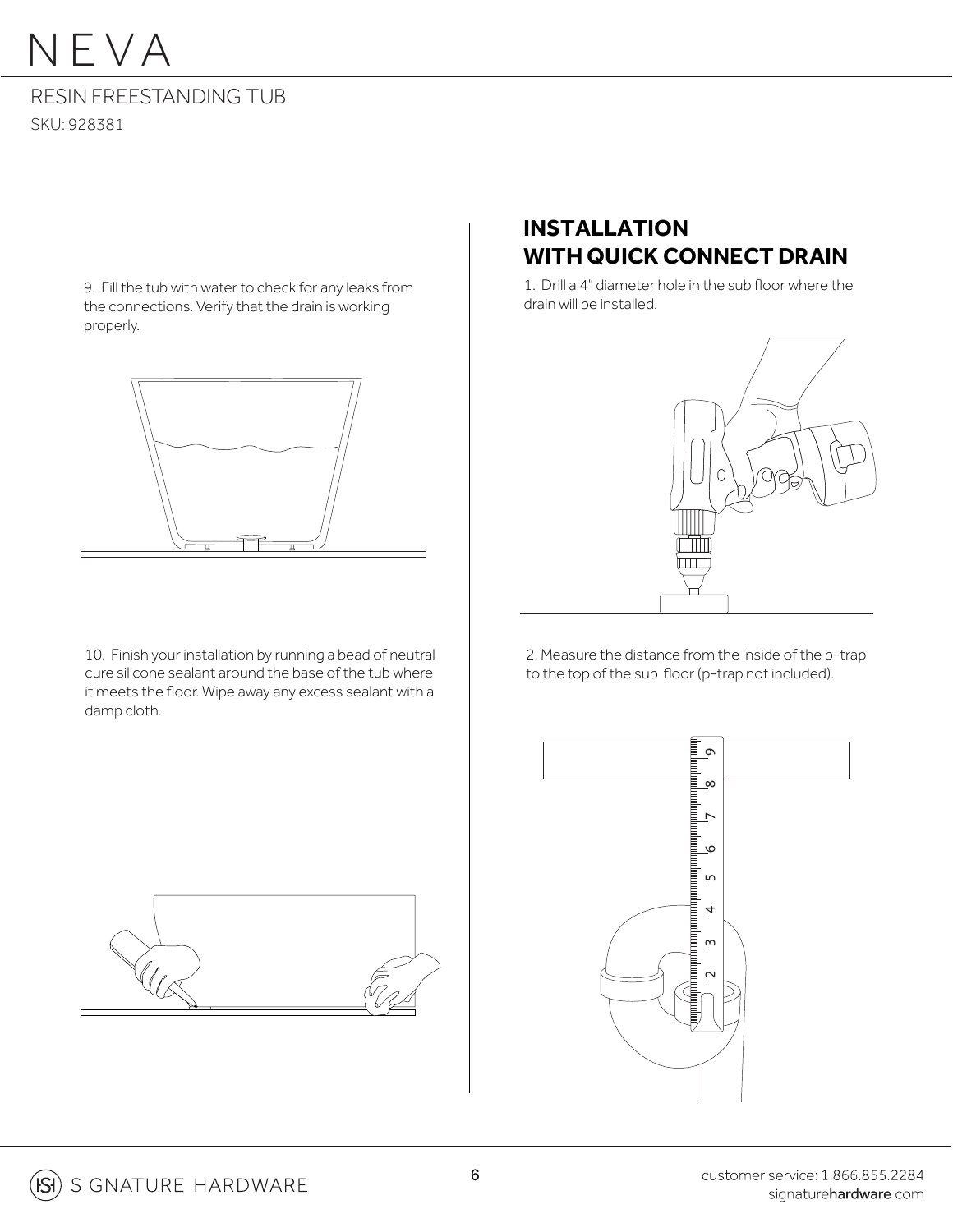9. Fill the tub with water to check for any leaks from the connections. Verify that the drain is working properly.

10. Finish your installation by running a bead of neutral cure silicone sealant around the base of the tub where it meets the floor. Wipe away any excess sealant with a damp cloth.

## INSTALLATION WITH QUICK CONNECT DRAIN

1. Drill a 4" diameter hole in the sub floor where the drain will be installed.

2. Measure the distance from the inside of the p-trap to the top of the sub floor (p-trap not included).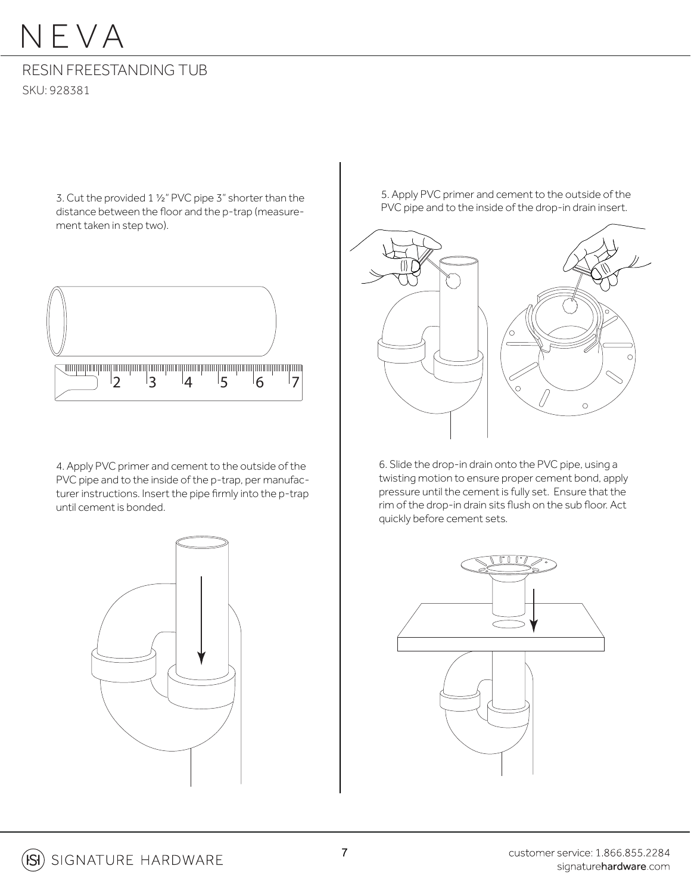// NEVA

RESIN FREESTANDING TUB

SKU: 928381

3. Cut the provided 1 ½" PVC pipe 3" shorter than the distance between the floor and the p-trap (measurement taken in step two).

4. Apply PVC primer and cement to the outside of the PVC pipe and to the inside of the p-trap, per manufacturer instructions. Insert the pipe firmly into the p-trap until cement is bonded.

5. Apply PVC primer and cement to the outside of the PVC pipe and to the inside of the drop-in drain insert.

6. Slide the drop-in drain onto the PVC pipe, using a twisting motion to ensure proper cement bond, apply pressure until the cement is fully set. Ensure that the rim of the drop-in drain sits flush on the sub floor. Act quickly before cement sets.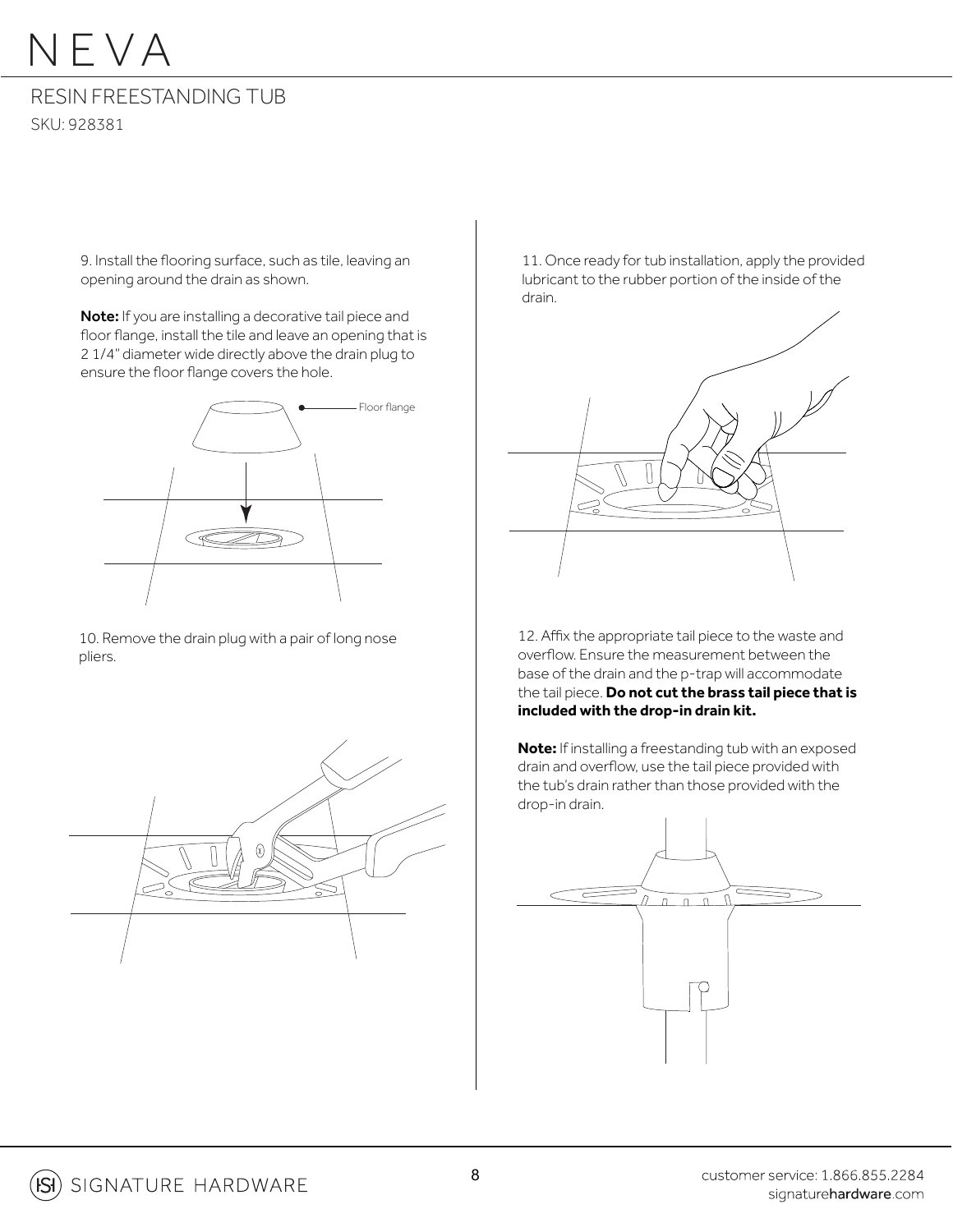9. Install the flooring surface, such as tile, leaving an opening around the drain as shown.

**Note:** If you are installing a decorative tail piece and floor flange, install the tile and leave an opening that is 2 1/4" diameter wide directly above the drain plug to ensure the floor flange covers the hole.

Floor flange

10. Remove the drain plug with a pair of long nose pliers.

11. Once ready for tub installation, apply the provided lubricant to the rubber portion of the inside of the drain.

12. Affix the appropriate tail piece to the waste and overflow. Ensure the measurement between the base of the drain and the p-trap will accommodate the tail piece. **Do not cut the brass tail piece that is included with the drop-in drain kit.**

**Note:** If installing a freestanding tub with an exposed drain and overflow, use the tail piece provided with the tub's drain rather than those provided with the drop-in drain.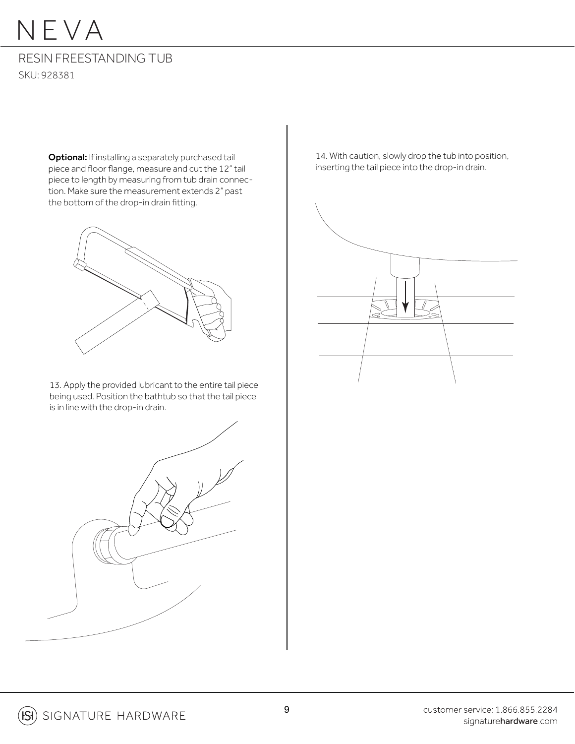**Optional:** If installing a separately purchased tail piece and floor flange, measure and cut the 12" tail piece to length by measuring from tub drain connection. Make sure the measurement extends 2" past the bottom of the drop-in drain fitting.

13. Apply the provided lubricant to the entire tail piece being used. Position the bathtub so that the tail piece is in line with the drop-in drain.

14. With caution, slowly drop the tub into position, inserting the tail piece into the drop-in drain.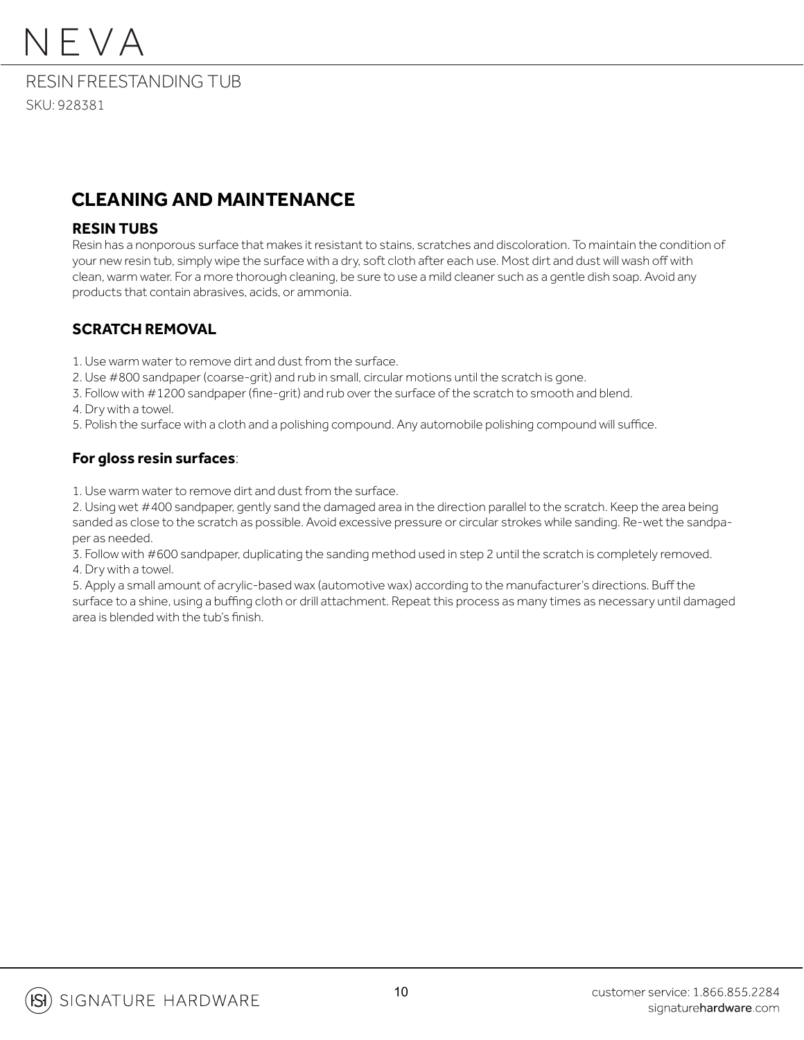## CLEANING AND MAINTENANCE

### RESIN TUBS

Resin has a nonporous surface that makes it resistant to stains, scratches and discoloration. To maintain the condition of your new resin tub, simply wipe the surface with a dry, soft cloth after each use. Most dirt and dust will wash off with clean, warm water. For a more thorough cleaning, be sure to use a mild cleaner such as a gentle dish soap. Avoid any products that contain abrasives, acids, or ammonia.

### SCRATCH REMOVAL

1. Use warm water to remove dirt and dust from the surface.
2. Use #800 sandpaper (coarse-grit) and rub in small, circular motions until the scratch is gone.
3. Follow with #1200 sandpaper (fine-grit) and rub over the surface of the scratch to smooth and blend.
4. Dry with a towel.
5. Polish the surface with a cloth and a polishing compound. Any automobile polishing compound will suffice.

**For gloss resin surfaces**:

1. Use warm water to remove dirt and dust from the surface.
2. Using wet #400 sandpaper, gently sand the damaged area in the direction parallel to the scratch. Keep the area being sanded as close to the scratch as possible. Avoid excessive pressure or circular strokes while sanding. Re-wet the sandpaper as needed.
3. Follow with #600 sandpaper, duplicating the sanding method used in step 2 until the scratch is completely removed.
4. Dry with a towel.
5. Apply a small amount of acrylic-based wax (automotive wax) according to the manufacturer's directions. Buff the surface to a shine, using a buffing cloth or drill attachment. Repeat this process as many times as necessary until damaged area is blended with the tub's finish.